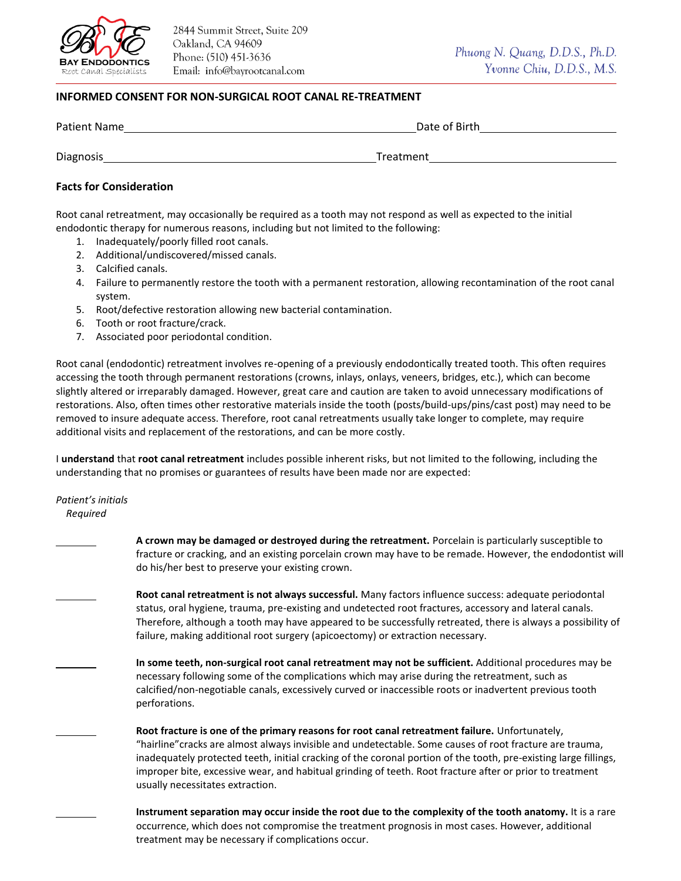BAY ENDODONTICS
Root Canal Specialists

2844 Summit Street, Suite 209
Oakland, CA 94609
Phone: (510) 451-3636
Email: info@bayrootcanal.com

Phuong N. Quang, D.D.S., Ph.D.
Yvonne Chiu, D.D.S., M.S.

## INFORMED CONSENT FOR NON-SURGICAL ROOT CANAL RE-TREATMENT

Patient Name \_\_\_\_\_\_\_\_\_\_\_\_\_\_\_\_\_\_\_\_\_\_\_\_\_\_\_\_ Date of Birth \_\_\_\_\_\_\_\_\_\_\_\_\_\_\_\_

Diagnosis \_\_\_\_\_\_\_\_\_\_\_\_\_\_\_\_\_\_\_\_\_\_\_\_\_\_\_\_ Treatment \_\_\_\_\_\_\_\_\_\_\_\_\_\_\_\_

### Facts for Consideration

Root canal retreatment, may occasionally be required as a tooth may not respond as well as expected to the initial endodontic therapy for numerous reasons, including but not limited to the following:

1. Inadequately/poorly filled root canals.
2. Additional/undiscovered/missed canals.
3. Calcified canals.
4. Failure to permanently restore the tooth with a permanent restoration, allowing recontamination of the root canal system.
5. Root/defective restoration allowing new bacterial contamination.
6. Tooth or root fracture/crack.
7. Associated poor periodontal condition.

Root canal (endodontic) retreatment involves re-opening of a previously endodontically treated tooth. This often requires accessing the tooth through permanent restorations (crowns, inlays, onlays, veneers, bridges, etc.), which can become slightly altered or irreparably damaged. However, great care and caution are taken to avoid unnecessary modifications of restorations. Also, often times other restorative materials inside the tooth (posts/build-ups/pins/cast post) may need to be removed to insure adequate access. Therefore, root canal retreatments usually take longer to complete, may require additional visits and replacement of the restorations, and can be more costly.

I **understand** that **root canal retreatment** includes possible inherent risks, but not limited to the following, including the understanding that no promises or guarantees of results have been made nor are expected:

*Patient's initials Required*

\_\_\_\_\_\_ **A crown may be damaged or destroyed during the retreatment.** Porcelain is particularly susceptible to fracture or cracking, and an existing porcelain crown may have to be remade. However, the endodontist will do his/her best to preserve your existing crown.

\_\_\_\_\_\_ **Root canal retreatment is not always successful.** Many factors influence success: adequate periodontal status, oral hygiene, trauma, pre-existing and undetected root fractures, accessory and lateral canals. Therefore, although a tooth may have appeared to be successfully retreated, there is always a possibility of failure, making additional root surgery (apicoectomy) or extraction necessary.

\_\_\_\_\_\_ **In some teeth, non-surgical root canal retreatment may not be sufficient.** Additional procedures may be necessary following some of the complications which may arise during the retreatment, such as calcified/non-negotiable canals, excessively curved or inaccessible roots or inadvertent previous tooth perforations.

\_\_\_\_\_\_ **Root fracture is one of the primary reasons for root canal retreatment failure.** Unfortunately, "hairline"cracks are almost always invisible and undetectable. Some causes of root fracture are trauma, inadequately protected teeth, initial cracking of the coronal portion of the tooth, pre-existing large fillings, improper bite, excessive wear, and habitual grinding of teeth. Root fracture after or prior to treatment usually necessitates extraction.

\_\_\_\_\_\_ **Instrument separation may occur inside the root due to the complexity of the tooth anatomy.** It is a rare occurrence, which does not compromise the treatment prognosis in most cases. However, additional treatment may be necessary if complications occur.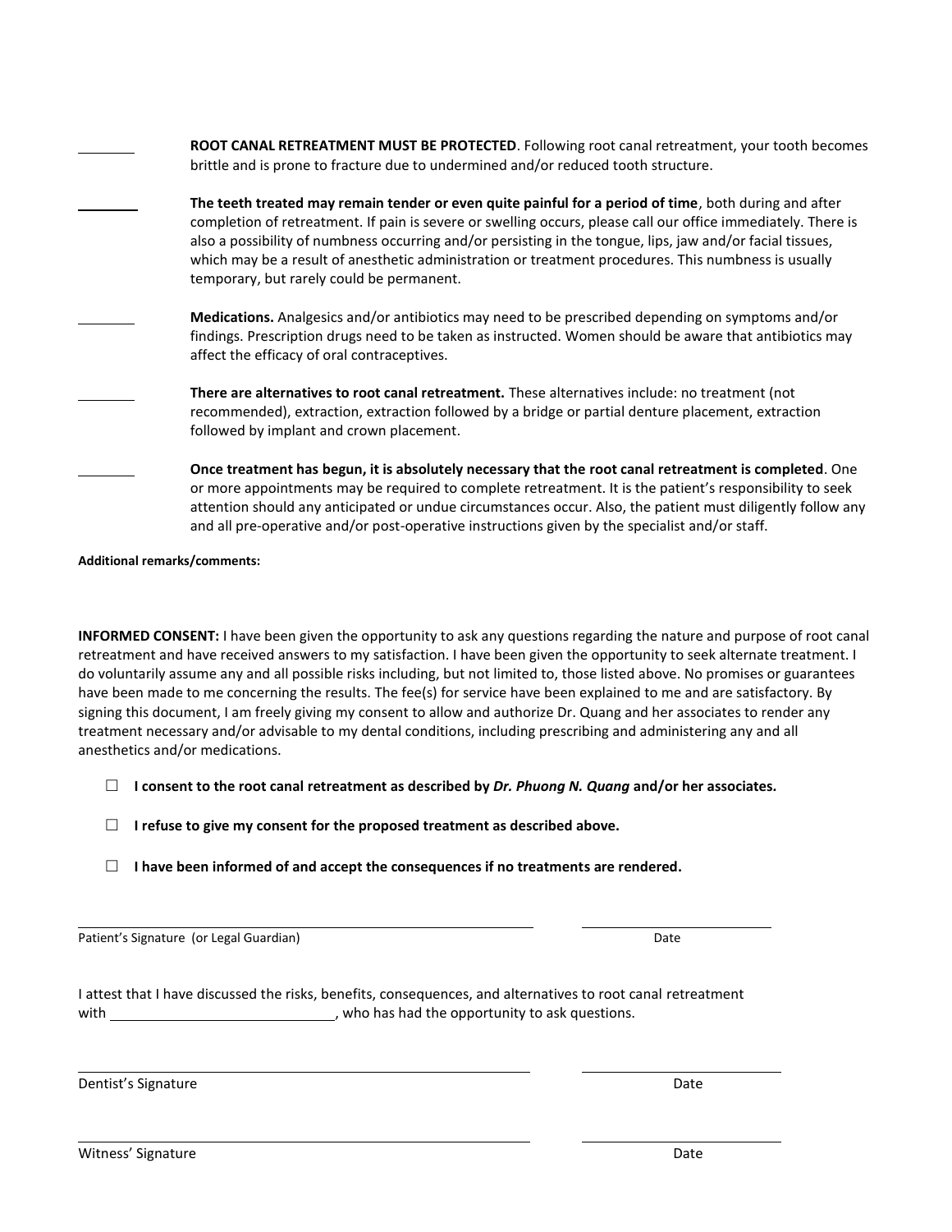________ **ROOT CANAL RETREATMENT MUST BE PROTECTED**. Following root canal retreatment, your tooth becomes brittle and is prone to fracture due to undermined and/or reduced tooth structure.

________ **The teeth treated may remain tender or even quite painful for a period of time**, both during and after completion of retreatment. If pain is severe or swelling occurs, please call our office immediately. There is also a possibility of numbness occurring and/or persisting in the tongue, lips, jaw and/or facial tissues, which may be a result of anesthetic administration or treatment procedures. This numbness is usually temporary, but rarely could be permanent.

________ **Medications.** Analgesics and/or antibiotics may need to be prescribed depending on symptoms and/or findings. Prescription drugs need to be taken as instructed. Women should be aware that antibiotics may affect the efficacy of oral contraceptives.

________ **There are alternatives to root canal retreatment.** These alternatives include: no treatment (not recommended), extraction, extraction followed by a bridge or partial denture placement, extraction followed by implant and crown placement.

________ **Once treatment has begun, it is absolutely necessary that the root canal retreatment is completed**. One or more appointments may be required to complete retreatment. It is the patient's responsibility to seek attention should any anticipated or undue circumstances occur. Also, the patient must diligently follow any and all pre-operative and/or post-operative instructions given by the specialist and/or staff.

**Additional remarks/comments:**

**INFORMED CONSENT:** I have been given the opportunity to ask any questions regarding the nature and purpose of root canal retreatment and have received answers to my satisfaction. I have been given the opportunity to seek alternate treatment. I do voluntarily assume any and all possible risks including, but not limited to, those listed above. No promises or guarantees have been made to me concerning the results. The fee(s) for service have been explained to me and are satisfactory. By signing this document, I am freely giving my consent to allow and authorize Dr. Quang and her associates to render any treatment necessary and/or advisable to my dental conditions, including prescribing and administering any and all anesthetics and/or medications.

☐ **I consent to the root canal retreatment as described by *Dr. Phuong N. Quang* and/or her associates.**

☐ **I refuse to give my consent for the proposed treatment as described above.**

☐ **I have been informed of and accept the consequences if no treatments are rendered.**

______________________________________ ______________________

Patient's Signature (or Legal Guardian) Date

I attest that I have discussed the risks, benefits, consequences, and alternatives to root canal retreatment with ____________________________, who has had the opportunity to ask questions.

______________________________________ ______________________

Dentist's Signature Date

______________________________________ ______________________

Witness' Signature Date